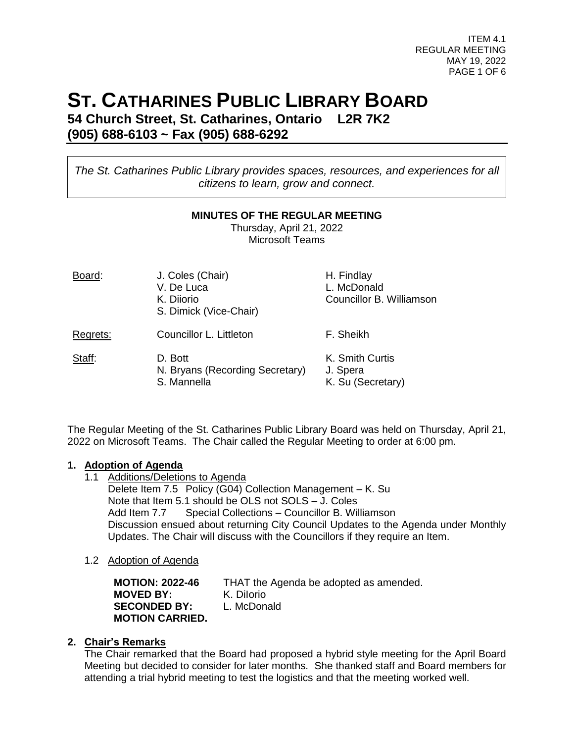# ST. CATHARINES PUBLIC LIBRARY BOARD

**54 Church Street, St. Catharines, Ontario L2R 7K2**
**(905) 688-6103 ~ Fax (905) 688-6292**

*The St. Catharines Public Library provides spaces, resources, and experiences for all citizens to learn, grow and connect.*

**MINUTES OF THE REGULAR MEETING**
Thursday, April 21, 2022
Microsoft Teams

| | | |
|---|---|---|
| Board: | J. Coles (Chair)<br>V. De Luca<br>K. Diiorio<br>S. Dimick (Vice-Chair) | H. Findlay<br>L. McDonald<br>Councillor B. Williamson |
| Regrets: | Councillor L. Littleton | F. Sheikh |
| Staff: | D. Bott<br>N. Bryans (Recording Secretary)<br>S. Mannella | K. Smith Curtis<br>J. Spera<br>K. Su (Secretary) |

The Regular Meeting of the St. Catharines Public Library Board was held on Thursday, April 21, 2022 on Microsoft Teams. The Chair called the Regular Meeting to order at 6:00 pm.

## 1. Adoption of Agenda

1.1 Additions/Deletions to Agenda

Delete Item 7.5 Policy (G04) Collection Management – K. Su
Note that Item 5.1 should be OLS not SOLS – J. Coles
Add Item 7.7 Special Collections – Councillor B. Williamson
Discussion ensued about returning City Council Updates to the Agenda under Monthly Updates. The Chair will discuss with the Councillors if they require an Item.

1.2 Adoption of Agenda

**MOTION: 2022-46** THAT the Agenda be adopted as amended.
**MOVED BY:** K. DiIorio
**SECONDED BY:** L. McDonald
**MOTION CARRIED.**

## 2. Chair's Remarks

The Chair remarked that the Board had proposed a hybrid style meeting for the April Board Meeting but decided to consider for later months. She thanked staff and Board members for attending a trial hybrid meeting to test the logistics and that the meeting worked well.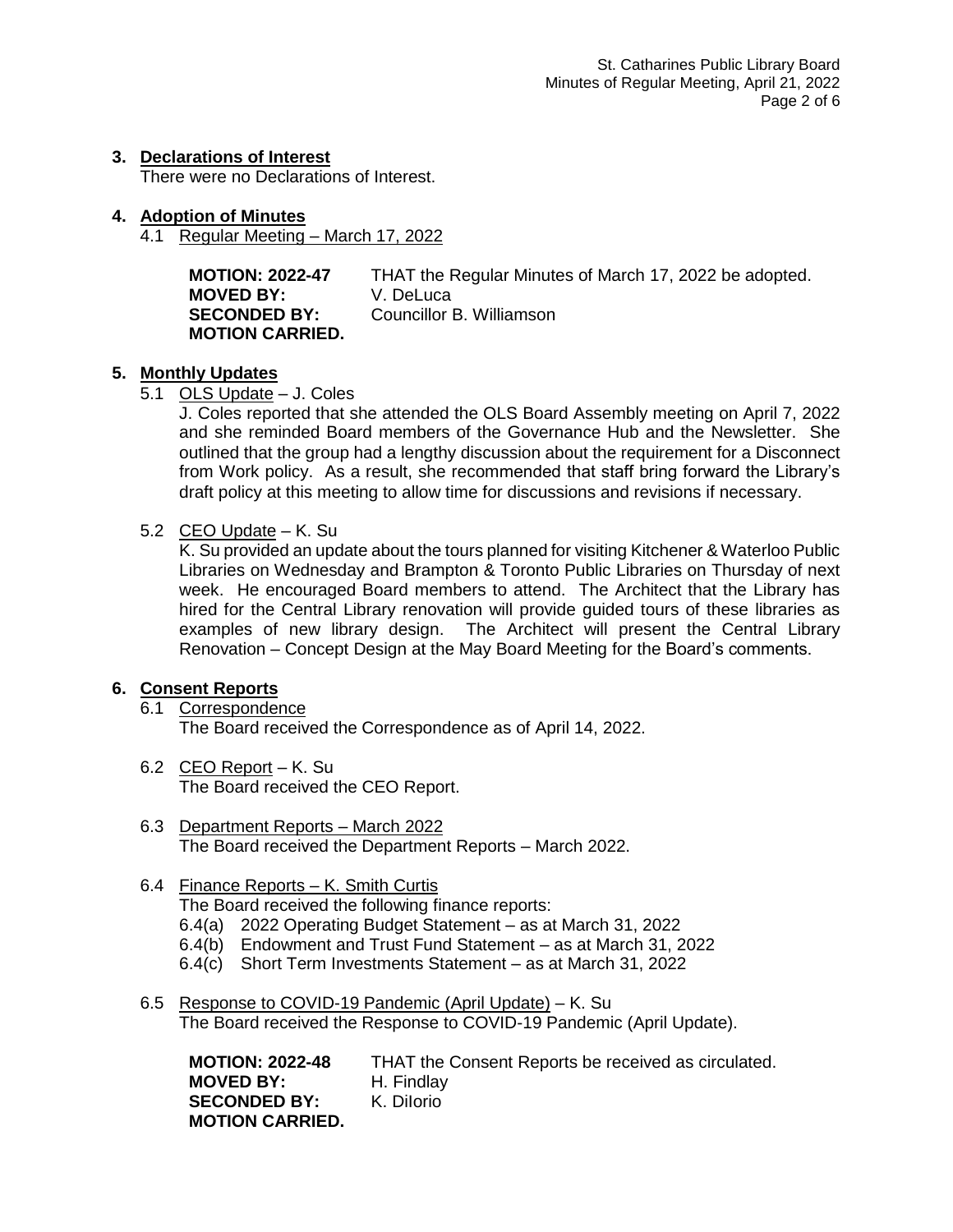## 3. Declarations of Interest

There were no Declarations of Interest.

## 4. Adoption of Minutes

4.1 Regular Meeting – March 17, 2022

**MOTION: 2022-47** THAT the Regular Minutes of March 17, 2022 be adopted.
**MOVED BY:** V. DeLuca
**SECONDED BY:** Councillor B. Williamson
**MOTION CARRIED.**

## 5. Monthly Updates

5.1 OLS Update – J. Coles

J. Coles reported that she attended the OLS Board Assembly meeting on April 7, 2022 and she reminded Board members of the Governance Hub and the Newsletter. She outlined that the group had a lengthy discussion about the requirement for a Disconnect from Work policy. As a result, she recommended that staff bring forward the Library's draft policy at this meeting to allow time for discussions and revisions if necessary.

5.2 CEO Update – K. Su

K. Su provided an update about the tours planned for visiting Kitchener & Waterloo Public Libraries on Wednesday and Brampton & Toronto Public Libraries on Thursday of next week. He encouraged Board members to attend. The Architect that the Library has hired for the Central Library renovation will provide guided tours of these libraries as examples of new library design. The Architect will present the Central Library Renovation – Concept Design at the May Board Meeting for the Board's comments.

## 6. Consent Reports

6.1 Correspondence

The Board received the Correspondence as of April 14, 2022.

6.2 CEO Report – K. Su

The Board received the CEO Report.

6.3 Department Reports – March 2022

The Board received the Department Reports – March 2022.

6.4 Finance Reports – K. Smith Curtis

The Board received the following finance reports:

- 6.4(a) 2022 Operating Budget Statement – as at March 31, 2022
- 6.4(b) Endowment and Trust Fund Statement – as at March 31, 2022
- 6.4(c) Short Term Investments Statement – as at March 31, 2022

6.5 Response to COVID-19 Pandemic (April Update) – K. Su

The Board received the Response to COVID-19 Pandemic (April Update).

**MOTION: 2022-48** THAT the Consent Reports be received as circulated.
**MOVED BY:** H. Findlay
**SECONDED BY:** K. DiIorio
**MOTION CARRIED.**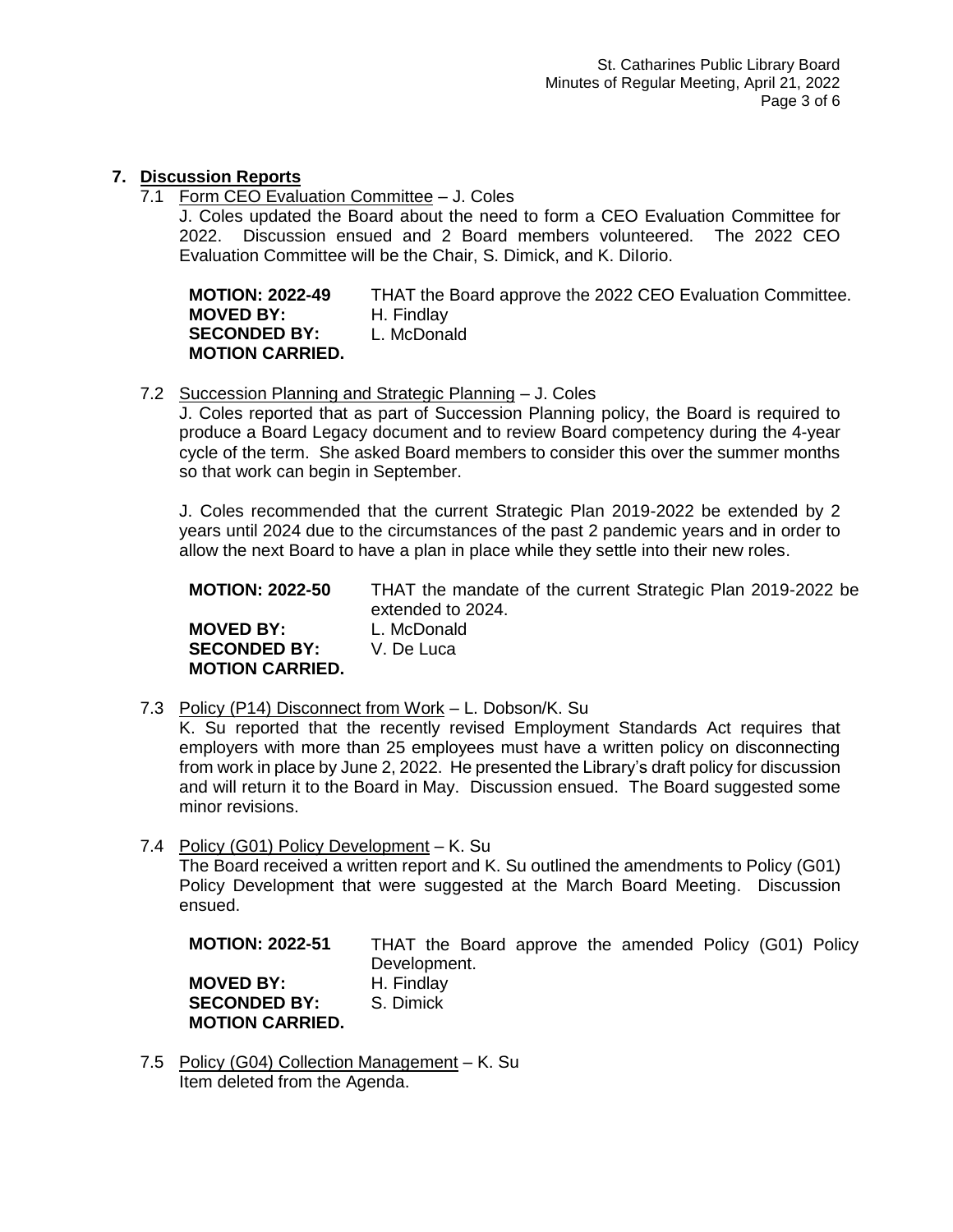## 7. Discussion Reports

7.1 Form CEO Evaluation Committee – J. Coles

J. Coles updated the Board about the need to form a CEO Evaluation Committee for 2022. Discussion ensued and 2 Board members volunteered. The 2022 CEO Evaluation Committee will be the Chair, S. Dimick, and K. DiIorio.

**MOTION: 2022-49** THAT the Board approve the 2022 CEO Evaluation Committee.
**MOVED BY:** H. Findlay
**SECONDED BY:** L. McDonald
**MOTION CARRIED.**

7.2 Succession Planning and Strategic Planning – J. Coles

J. Coles reported that as part of Succession Planning policy, the Board is required to produce a Board Legacy document and to review Board competency during the 4-year cycle of the term. She asked Board members to consider this over the summer months so that work can begin in September.

J. Coles recommended that the current Strategic Plan 2019-2022 be extended by 2 years until 2024 due to the circumstances of the past 2 pandemic years and in order to allow the next Board to have a plan in place while they settle into their new roles.

**MOTION: 2022-50** THAT the mandate of the current Strategic Plan 2019-2022 be extended to 2024.
**MOVED BY:** L. McDonald
**SECONDED BY:** V. De Luca
**MOTION CARRIED.**

7.3 Policy (P14) Disconnect from Work – L. Dobson/K. Su

K. Su reported that the recently revised Employment Standards Act requires that employers with more than 25 employees must have a written policy on disconnecting from work in place by June 2, 2022. He presented the Library's draft policy for discussion and will return it to the Board in May. Discussion ensued. The Board suggested some minor revisions.

7.4 Policy (G01) Policy Development – K. Su

The Board received a written report and K. Su outlined the amendments to Policy (G01) Policy Development that were suggested at the March Board Meeting. Discussion ensued.

**MOTION: 2022-51** THAT the Board approve the amended Policy (G01) Policy Development.
**MOVED BY:** H. Findlay
**SECONDED BY:** S. Dimick
**MOTION CARRIED.**

7.5 Policy (G04) Collection Management – K. Su

Item deleted from the Agenda.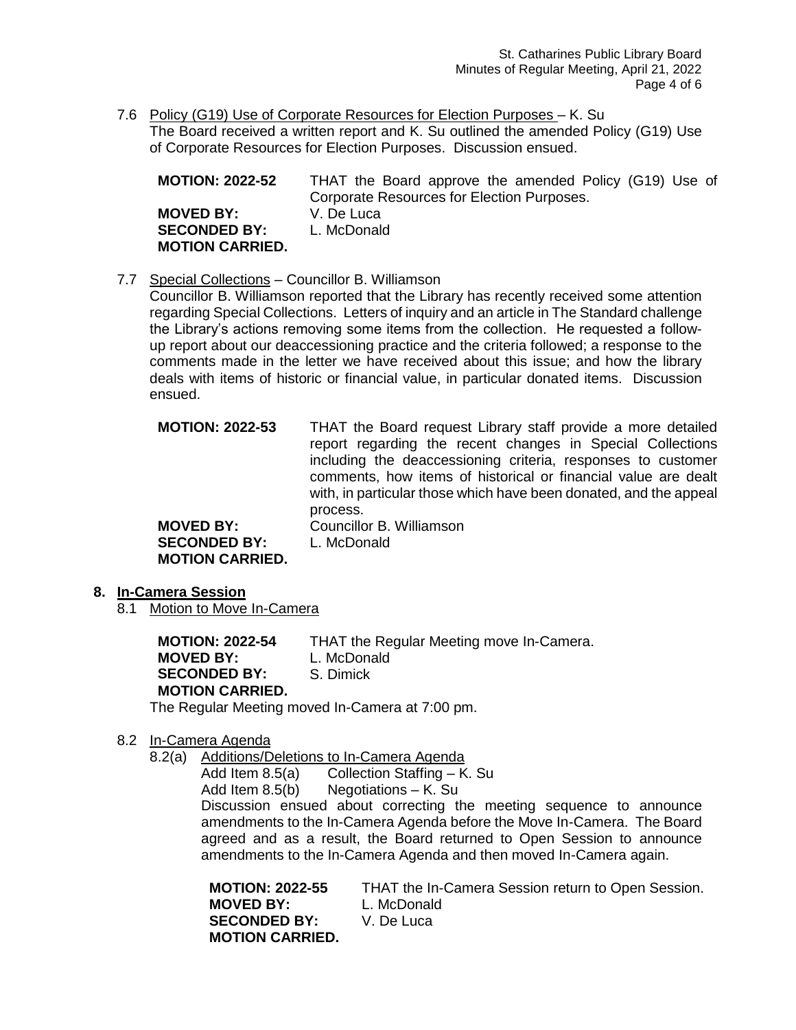7.6 Policy (G19) Use of Corporate Resources for Election Purposes – K. Su
The Board received a written report and K. Su outlined the amended Policy (G19) Use of Corporate Resources for Election Purposes. Discussion ensued.

**MOTION: 2022-52** THAT the Board approve the amended Policy (G19) Use of Corporate Resources for Election Purposes.
**MOVED BY:** V. De Luca
**SECONDED BY:** L. McDonald
**MOTION CARRIED.**

7.7 Special Collections – Councillor B. Williamson
Councillor B. Williamson reported that the Library has recently received some attention regarding Special Collections. Letters of inquiry and an article in The Standard challenge the Library's actions removing some items from the collection. He requested a follow-up report about our deaccessioning practice and the criteria followed; a response to the comments made in the letter we have received about this issue; and how the library deals with items of historic or financial value, in particular donated items. Discussion ensued.

**MOTION: 2022-53** THAT the Board request Library staff provide a more detailed report regarding the recent changes in Special Collections including the deaccessioning criteria, responses to customer comments, how items of historical or financial value are dealt with, in particular those which have been donated, and the appeal process.
**MOVED BY:** Councillor B. Williamson
**SECONDED BY:** L. McDonald
**MOTION CARRIED.**

## 8. In-Camera Session

8.1 Motion to Move In-Camera

**MOTION: 2022-54** THAT the Regular Meeting move In-Camera.
**MOVED BY:** L. McDonald
**SECONDED BY:** S. Dimick
**MOTION CARRIED.**
The Regular Meeting moved In-Camera at 7:00 pm.

8.2 In-Camera Agenda

8.2(a) Additions/Deletions to In-Camera Agenda
Add Item 8.5(a) Collection Staffing – K. Su
Add Item 8.5(b) Negotiations – K. Su
Discussion ensued about correcting the meeting sequence to announce amendments to the In-Camera Agenda before the Move In-Camera. The Board agreed and as a result, the Board returned to Open Session to announce amendments to the In-Camera Agenda and then moved In-Camera again.

**MOTION: 2022-55** THAT the In-Camera Session return to Open Session.
**MOVED BY:** L. McDonald
**SECONDED BY:** V. De Luca
**MOTION CARRIED.**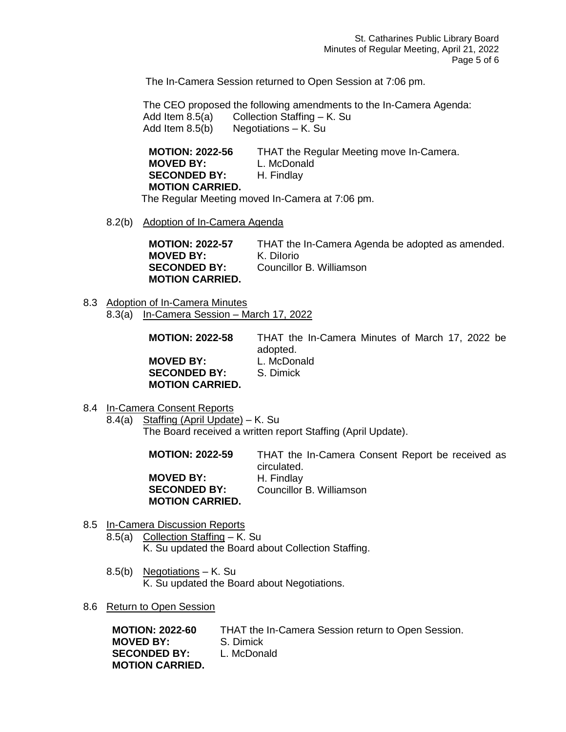The In-Camera Session returned to Open Session at 7:06 pm.

The CEO proposed the following amendments to the In-Camera Agenda:
Add Item 8.5(a) Collection Staffing – K. Su
Add Item 8.5(b) Negotiations – K. Su

**MOTION: 2022-56** THAT the Regular Meeting move In-Camera.
**MOVED BY:** L. McDonald
**SECONDED BY:** H. Findlay
**MOTION CARRIED.**

The Regular Meeting moved In-Camera at 7:06 pm.

8.2(b) Adoption of In-Camera Agenda

**MOTION: 2022-57** THAT the In-Camera Agenda be adopted as amended.
**MOVED BY:** K. DiIorio
**SECONDED BY:** Councillor B. Williamson
**MOTION CARRIED.**

8.3 Adoption of In-Camera Minutes

8.3(a) In-Camera Session – March 17, 2022

**MOTION: 2022-58** THAT the In-Camera Minutes of March 17, 2022 be adopted.
**MOVED BY:** L. McDonald
**SECONDED BY:** S. Dimick
**MOTION CARRIED.**

8.4 In-Camera Consent Reports

8.4(a) Staffing (April Update) – K. Su
The Board received a written report Staffing (April Update).

**MOTION: 2022-59** THAT the In-Camera Consent Report be received as circulated.
**MOVED BY:** H. Findlay
**SECONDED BY:** Councillor B. Williamson
**MOTION CARRIED.**

8.5 In-Camera Discussion Reports

8.5(a) Collection Staffing – K. Su
K. Su updated the Board about Collection Staffing.

8.5(b) Negotiations – K. Su
K. Su updated the Board about Negotiations.

8.6 Return to Open Session

**MOTION: 2022-60** THAT the In-Camera Session return to Open Session.
**MOVED BY:** S. Dimick
**SECONDED BY:** L. McDonald
**MOTION CARRIED.**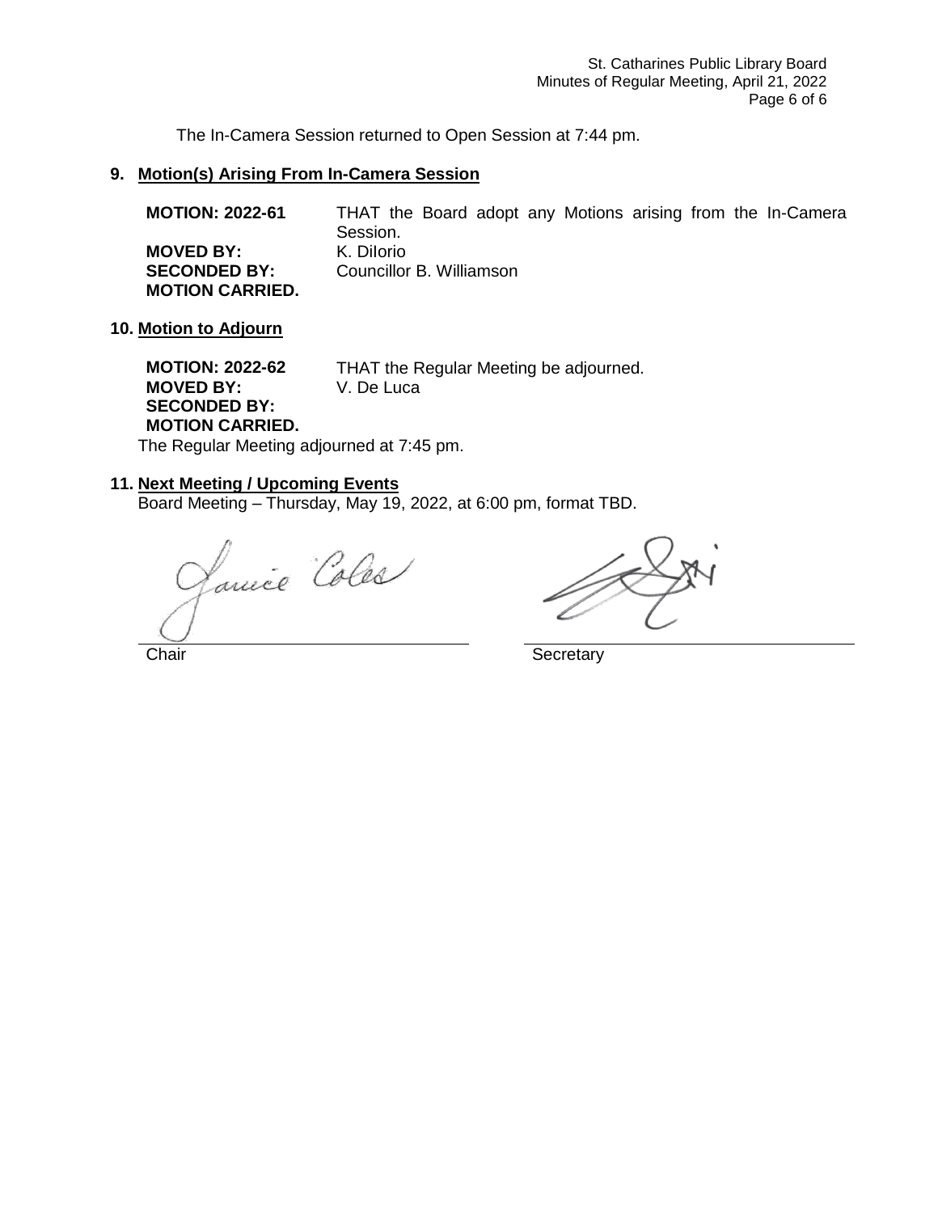The In-Camera Session returned to Open Session at 7:44 pm.

## 9. Motion(s) Arising From In-Camera Session

**MOTION: 2022-61** THAT the Board adopt any Motions arising from the In-Camera Session.
**MOVED BY:** K. DiIorio
**SECONDED BY:** Councillor B. Williamson
**MOTION CARRIED.**

## 10. Motion to Adjourn

**MOTION: 2022-62** THAT the Regular Meeting be adjourned.
**MOVED BY:** V. De Luca
**SECONDED BY:**
**MOTION CARRIED.**

The Regular Meeting adjourned at 7:45 pm.

## 11. Next Meeting / Upcoming Events

Board Meeting – Thursday, May 19, 2022, at 6:00 pm, format TBD.

Janice Coles

Chair

Secretary